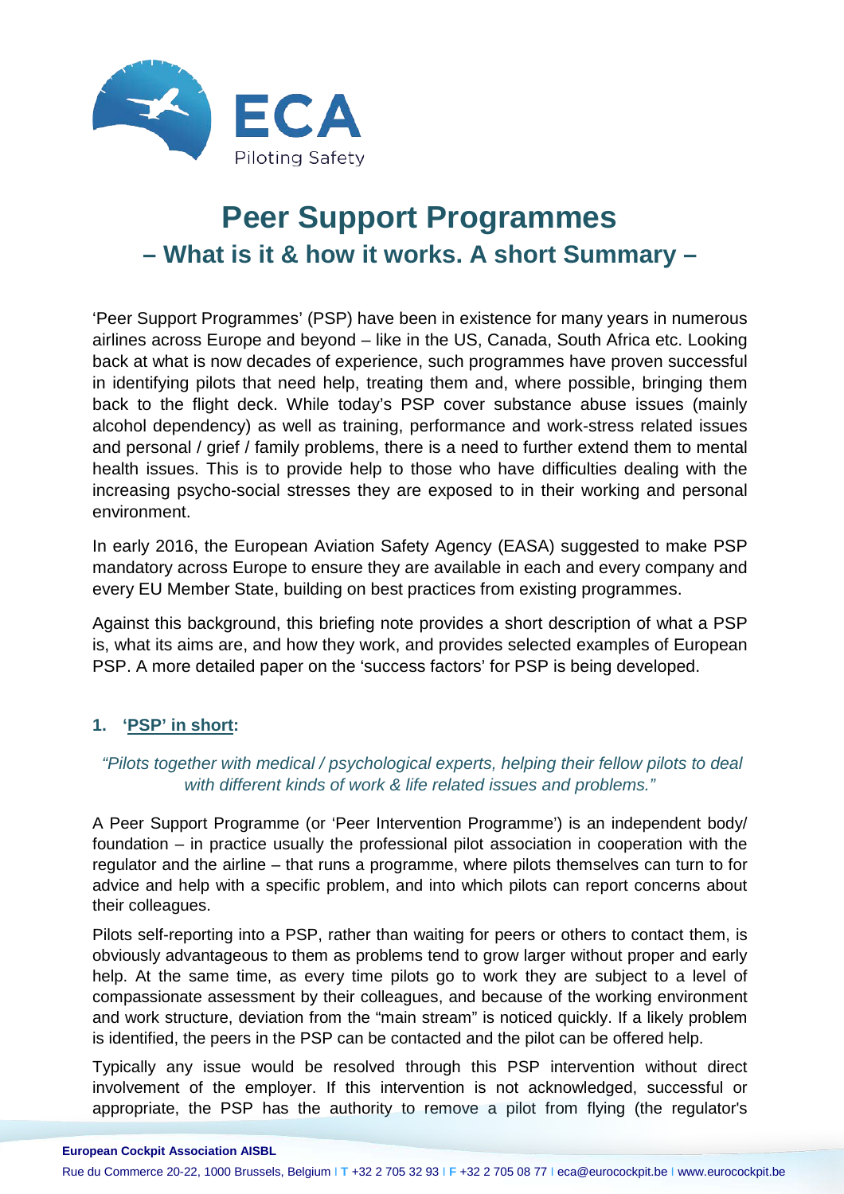# Peer Support Programmes

## – What is it & how it works. A short Summary –

'Peer Support Programmes' (PSP) have been in existence for many years in numerous airlines across Europe and beyond – like in the US, Canada, South Africa etc. Looking back at what is now decades of experience, such programmes have proven successful in identifying pilots that need help, treating them and, where possible, bringing them back to the flight deck. While today's PSP cover substance abuse issues (mainly alcohol dependency) as well as training, performance and work-stress related issues and personal / grief / family problems, there is a need to further extend them to mental health issues. This is to provide help to those who have difficulties dealing with the increasing psycho-social stresses they are exposed to in their working and personal environment.

In early 2016, the European Aviation Safety Agency (EASA) suggested to make PSP mandatory across Europe to ensure they are available in each and every company and every EU Member State, building on best practices from existing programmes.

Against this background, this briefing note provides a short description of what a PSP is, what its aims are, and how they work, and provides selected examples of European PSP. A more detailed paper on the 'success factors' for PSP is being developed.

### 1. '<u>PSP' in short</u>:

*"Pilots together with medical / psychological experts, helping their fellow pilots to deal with different kinds of work & life related issues and problems."*

A Peer Support Programme (or 'Peer Intervention Programme') is an independent body/ foundation – in practice usually the professional pilot association in cooperation with the regulator and the airline – that runs a programme, where pilots themselves can turn to for advice and help with a specific problem, and into which pilots can report concerns about their colleagues.

Pilots self-reporting into a PSP, rather than waiting for peers or others to contact them, is obviously advantageous to them as problems tend to grow larger without proper and early help. At the same time, as every time pilots go to work they are subject to a level of compassionate assessment by their colleagues, and because of the working environment and work structure, deviation from the "main stream" is noticed quickly. If a likely problem is identified, the peers in the PSP can be contacted and the pilot can be offered help.

Typically any issue would be resolved through this PSP intervention without direct involvement of the employer. If this intervention is not acknowledged, successful or appropriate, the PSP has the authority to remove a pilot from flying (the regulator's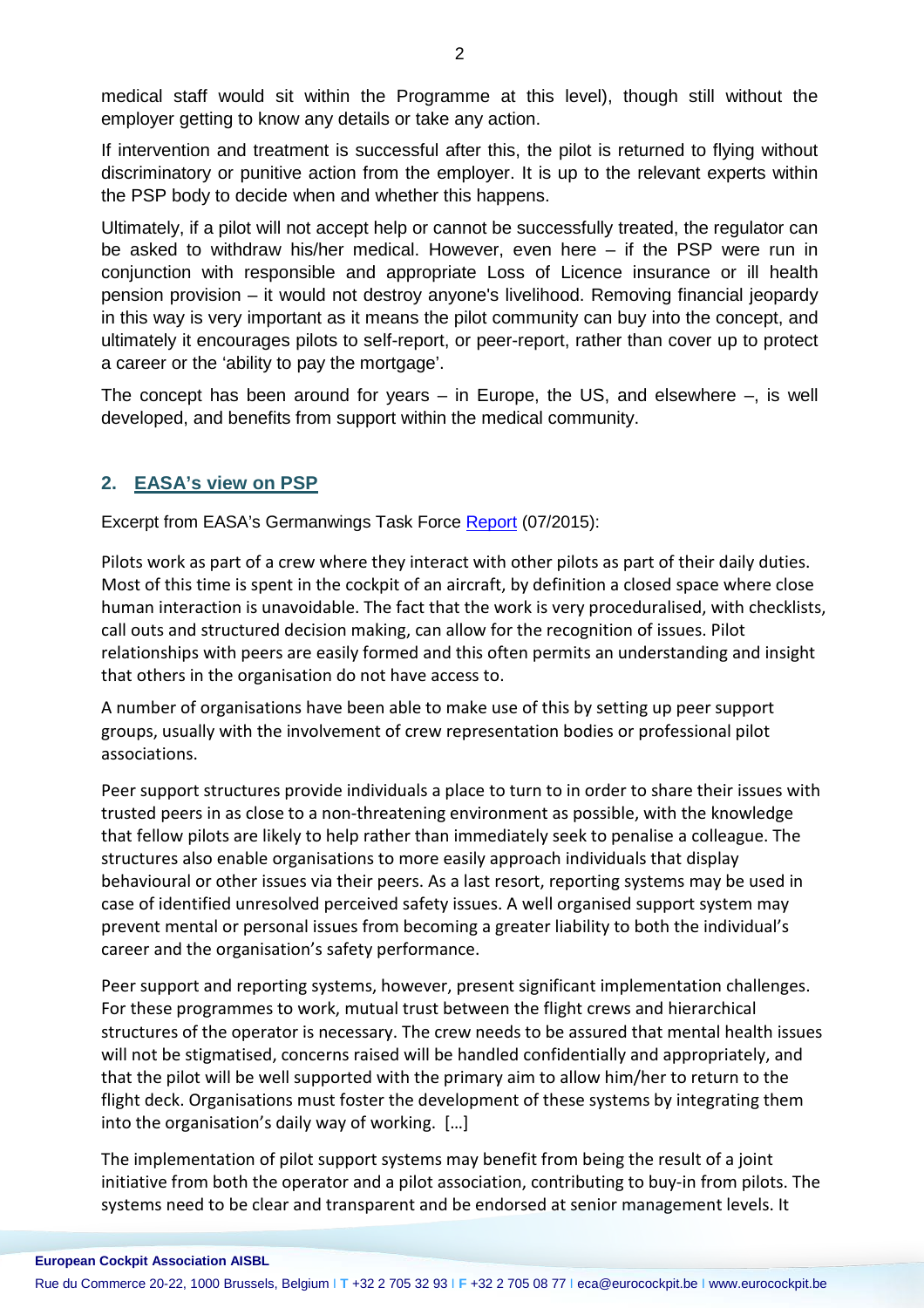medical staff would sit within the Programme at this level), though still without the employer getting to know any details or take any action.

If intervention and treatment is successful after this, the pilot is returned to flying without discriminatory or punitive action from the employer. It is up to the relevant experts within the PSP body to decide when and whether this happens.

Ultimately, if a pilot will not accept help or cannot be successfully treated, the regulator can be asked to withdraw his/her medical. However, even here – if the PSP were run in conjunction with responsible and appropriate Loss of Licence insurance or ill health pension provision – it would not destroy anyone's livelihood. Removing financial jeopardy in this way is very important as it means the pilot community can buy into the concept, and ultimately it encourages pilots to self-report, or peer-report, rather than cover up to protect a career or the 'ability to pay the mortgage'.

The concept has been around for years – in Europe, the US, and elsewhere –, is well developed, and benefits from support within the medical community.

## 2. EASA's view on PSP

Excerpt from EASA's Germanwings Task Force Report (07/2015):

Pilots work as part of a crew where they interact with other pilots as part of their daily duties. Most of this time is spent in the cockpit of an aircraft, by definition a closed space where close human interaction is unavoidable. The fact that the work is very proceduralised, with checklists, call outs and structured decision making, can allow for the recognition of issues. Pilot relationships with peers are easily formed and this often permits an understanding and insight that others in the organisation do not have access to.

A number of organisations have been able to make use of this by setting up peer support groups, usually with the involvement of crew representation bodies or professional pilot associations.

Peer support structures provide individuals a place to turn to in order to share their issues with trusted peers in as close to a non-threatening environment as possible, with the knowledge that fellow pilots are likely to help rather than immediately seek to penalise a colleague. The structures also enable organisations to more easily approach individuals that display behavioural or other issues via their peers. As a last resort, reporting systems may be used in case of identified unresolved perceived safety issues. A well organised support system may prevent mental or personal issues from becoming a greater liability to both the individual's career and the organisation's safety performance.

Peer support and reporting systems, however, present significant implementation challenges. For these programmes to work, mutual trust between the flight crews and hierarchical structures of the operator is necessary. The crew needs to be assured that mental health issues will not be stigmatised, concerns raised will be handled confidentially and appropriately, and that the pilot will be well supported with the primary aim to allow him/her to return to the flight deck. Organisations must foster the development of these systems by integrating them into the organisation's daily way of working. […]

The implementation of pilot support systems may benefit from being the result of a joint initiative from both the operator and a pilot association, contributing to buy-in from pilots. The systems need to be clear and transparent and be endorsed at senior management levels. It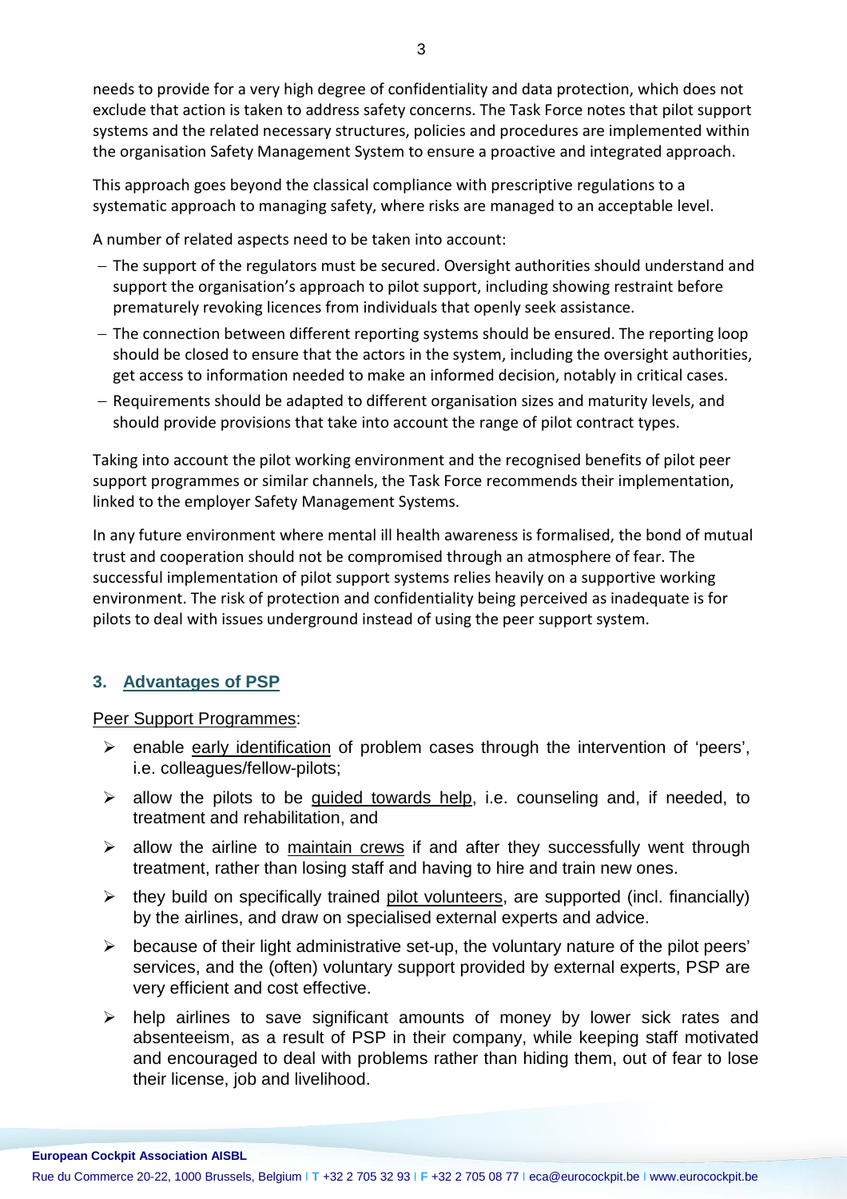needs to provide for a very high degree of confidentiality and data protection, which does not exclude that action is taken to address safety concerns. The Task Force notes that pilot support systems and the related necessary structures, policies and procedures are implemented within the organisation Safety Management System to ensure a proactive and integrated approach.

This approach goes beyond the classical compliance with prescriptive regulations to a systematic approach to managing safety, where risks are managed to an acceptable level.

A number of related aspects need to be taken into account:

- The support of the regulators must be secured. Oversight authorities should understand and support the organisation's approach to pilot support, including showing restraint before prematurely revoking licences from individuals that openly seek assistance.
- The connection between different reporting systems should be ensured. The reporting loop should be closed to ensure that the actors in the system, including the oversight authorities, get access to information needed to make an informed decision, notably in critical cases.
- Requirements should be adapted to different organisation sizes and maturity levels, and should provide provisions that take into account the range of pilot contract types.

Taking into account the pilot working environment and the recognised benefits of pilot peer support programmes or similar channels, the Task Force recommends their implementation, linked to the employer Safety Management Systems.

In any future environment where mental ill health awareness is formalised, the bond of mutual trust and cooperation should not be compromised through an atmosphere of fear. The successful implementation of pilot support systems relies heavily on a supportive working environment. The risk of protection and confidentiality being perceived as inadequate is for pilots to deal with issues underground instead of using the peer support system.

## 3. Advantages of PSP

Peer Support Programmes:

- enable early identification of problem cases through the intervention of 'peers', i.e. colleagues/fellow-pilots;
- allow the pilots to be guided towards help, i.e. counseling and, if needed, to treatment and rehabilitation, and
- allow the airline to maintain crews if and after they successfully went through treatment, rather than losing staff and having to hire and train new ones.
- they build on specifically trained pilot volunteers, are supported (incl. financially) by the airlines, and draw on specialised external experts and advice.
- because of their light administrative set-up, the voluntary nature of the pilot peers' services, and the (often) voluntary support provided by external experts, PSP are very efficient and cost effective.
- help airlines to save significant amounts of money by lower sick rates and absenteeism, as a result of PSP in their company, while keeping staff motivated and encouraged to deal with problems rather than hiding them, out of fear to lose their license, job and livelihood.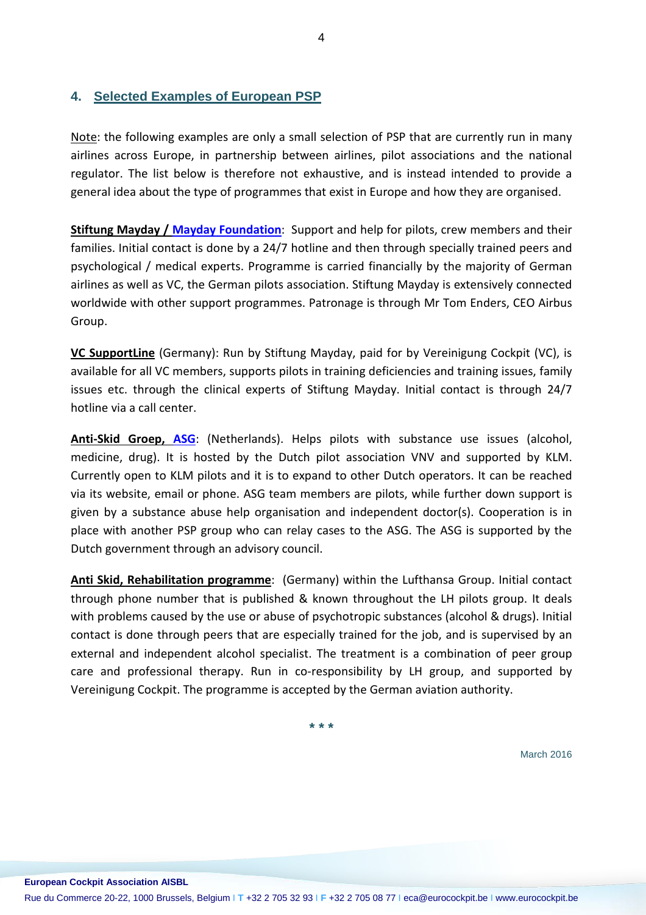## 4. Selected Examples of European PSP

Note: the following examples are only a small selection of PSP that are currently run in many airlines across Europe, in partnership between airlines, pilot associations and the national regulator. The list below is therefore not exhaustive, and is instead intended to provide a general idea about the type of programmes that exist in Europe and how they are organised.

**Stiftung Mayday / Mayday Foundation**: Support and help for pilots, crew members and their families. Initial contact is done by a 24/7 hotline and then through specially trained peers and psychological / medical experts. Programme is carried financially by the majority of German airlines as well as VC, the German pilots association. Stiftung Mayday is extensively connected worldwide with other support programmes. Patronage is through Mr Tom Enders, CEO Airbus Group.

**VC SupportLine** (Germany): Run by Stiftung Mayday, paid for by Vereinigung Cockpit (VC), is available for all VC members, supports pilots in training deficiencies and training issues, family issues etc. through the clinical experts of Stiftung Mayday. Initial contact is through 24/7 hotline via a call center.

**Anti-Skid Groep, ASG**: (Netherlands). Helps pilots with substance use issues (alcohol, medicine, drug). It is hosted by the Dutch pilot association VNV and supported by KLM. Currently open to KLM pilots and it is to expand to other Dutch operators. It can be reached via its website, email or phone. ASG team members are pilots, while further down support is given by a substance abuse help organisation and independent doctor(s). Cooperation is in place with another PSP group who can relay cases to the ASG. The ASG is supported by the Dutch government through an advisory council.

**Anti Skid, Rehabilitation programme**: (Germany) within the Lufthansa Group. Initial contact through phone number that is published & known throughout the LH pilots group. It deals with problems caused by the use or abuse of psychotropic substances (alcohol & drugs). Initial contact is done through peers that are especially trained for the job, and is supervised by an external and independent alcohol specialist. The treatment is a combination of peer group care and professional therapy. Run in co-responsibility by LH group, and supported by Vereinigung Cockpit. The programme is accepted by the German aviation authority.

\* \* \*

March 2016